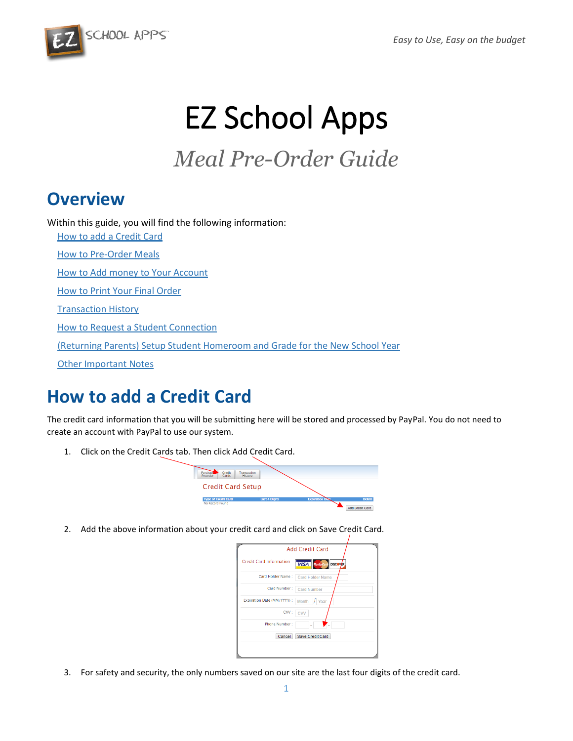# EZ School Apps

## *Meal Pre-Order Guide*

## Overview

Within this guide, you will find the following information:

- How to add a Credit Card
- How to Pre-Order Meals
- How to Add money to Your Account
- How to Print Your Final Order
- Transaction History
- How to Request a Student Connection
- (Returning Parents) Setup Student Homeroom and Grade for the New School Year
- Other Important Notes

## How to add a Credit Card

The credit card information that you will be submitting here will be stored and processed by PayPal. You do not need to create an account with PayPal to use our system.

1. Click on the Credit Cards tab. Then click Add Credit Card.

2. Add the above information about your credit card and click on Save Credit Card.

3. For safety and security, the only numbers saved on our site are the last four digits of the credit card.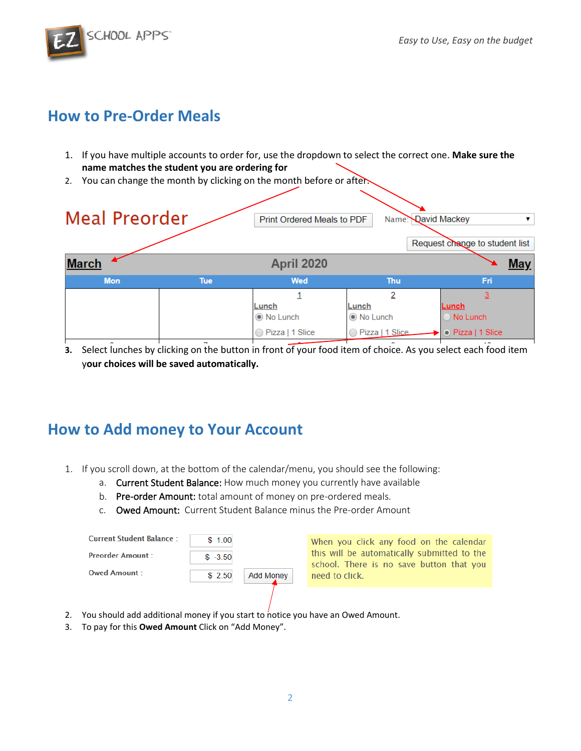## How to Pre-Order Meals

1. If you have multiple accounts to order for, use the dropdown to select the correct one. **Make sure the name matches the student you are ordering for**
2. You can change the month by clicking on the month before or after.

Meal Preorder

Print Ordered Meals to PDF    Name: David Mackey

Request change to student list

| March | | April 2020 | | May |
|---|---|---|---|---|
| Mon | Tue | Wed | Thu | Fri |
| | | 1<br>Lunch<br>No Lunch<br>Pizza \| 1 Slice | 2<br>Lunch<br>No Lunch<br>Pizza \| 1 Slice | 3<br>Lunch<br>No Lunch<br>Pizza \| 1 Slice |

3. Select lunches by clicking on the button in front of your food item of choice. As you select each food item **your choices will be saved automatically.**

## How to Add money to Your Account

1. If you scroll down, at the bottom of the calendar/menu, you should see the following:
   a. Current Student Balance: How much money you currently have available
   b. Pre-order Amount: total amount of money on pre-ordered meals.
   c. Owed Amount: Current Student Balance minus the Pre-order Amount

| | |
|---|---|
| Current Student Balance : | $ 1.00 |
| Preorder Amount : | $ -3.50 |
| Owed Amount : | $ 2.50 |

Add Money

When you click any food on the calendar this will be automatically submitted to the school. There is no save button that you need to click.

2. You should add additional money if you start to notice you have an Owed Amount.
3. To pay for this **Owed Amount** Click on "Add Money".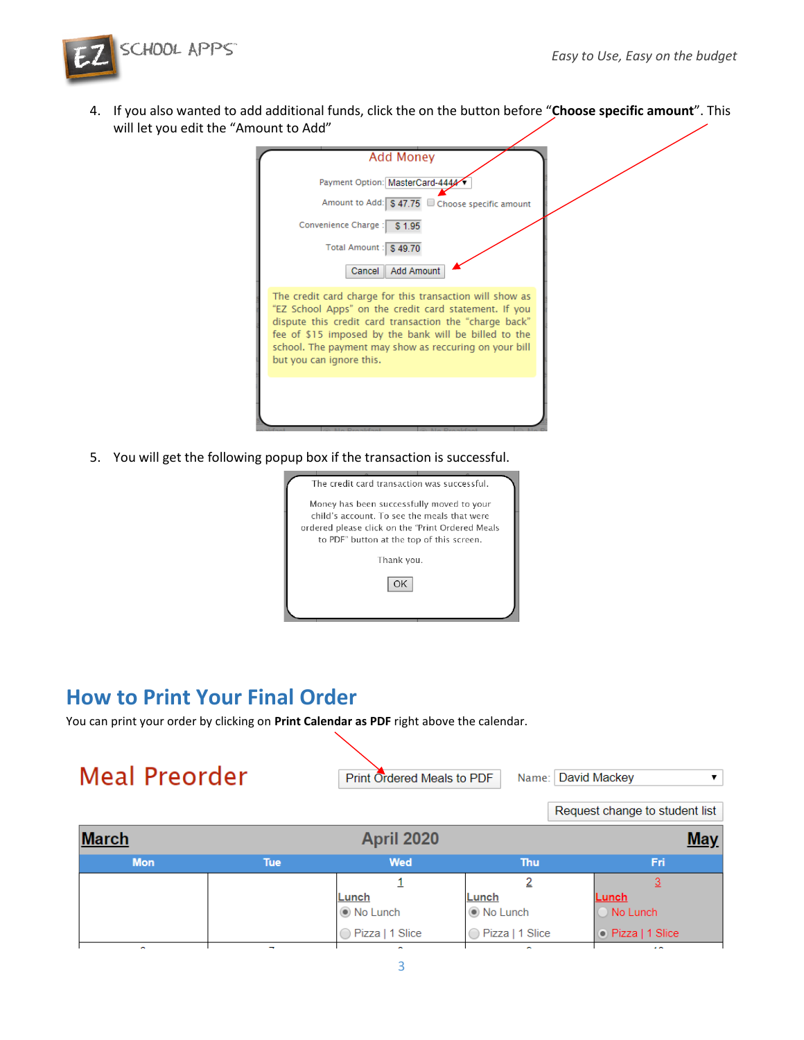4. If you also wanted to add additional funds, click the on the button before "**Choose specific amount**". This will let you edit the "Amount to Add"

Add Money

Payment Option: MasterCard-4444

Amount to Add: $ 47.75 Choose specific amount

Convenience Charge : $ 1.95

Total Amount : $ 49.70

Cancel | Add Amount

The credit card charge for this transaction will show as "EZ School Apps" on the credit card statement. If you dispute this credit card transaction the "charge back" fee of $15 imposed by the bank will be billed to the school. The payment may show as reccuring on your bill but you can ignore this.

5. You will get the following popup box if the transaction is successful.

The credit card transaction was successful.

Money has been successfully moved to your child's account. To see the meals that were ordered please click on the "Print Ordered Meals to PDF" button at the top of this screen.

Thank you.

OK

## How to Print Your Final Order

You can print your order by clicking on **Print Calendar as PDF** right above the calendar.

Meal Preorder

Print Ordered Meals to PDF | Name: David Mackey

Request change to student list

March | April 2020 | May

| Mon | Tue | Wed | Thu | Fri |
|---|---|---|---|---|
| | | 1<br>Lunch<br>No Lunch<br>Pizza \| 1 Slice | 2<br>Lunch<br>No Lunch<br>Pizza \| 1 Slice | 3<br>Lunch<br>No Lunch<br>Pizza \| 1 Slice |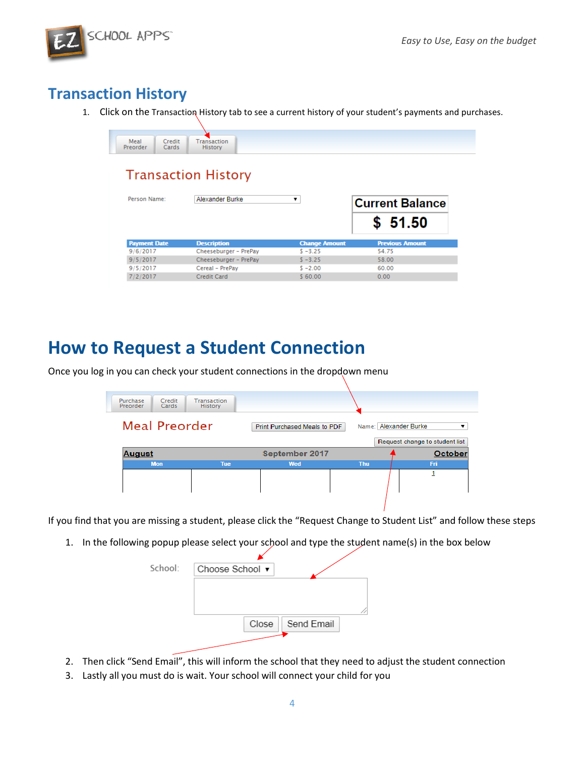## Transaction History

1. Click on the Transaction History tab to see a current history of your student's payments and purchases.

Meal Preorder | Credit Cards | Transaction History

### Transaction History

Person Name: Alexander Burke

**Current Balance**

**$ 51.50**

| Payment Date | Description | Change Amount | Previous Amount |
|---|---|---|---|
| 9/6/2017 | Cheeseburger - PrePay | $ -3.25 | 54.75 |
| 9/5/2017 | Cheeseburger - PrePay | $ -3.25 | 58.00 |
| 9/5/2017 | Cereal - PrePay | $ -2.00 | 60.00 |
| 7/2/2017 | Credit Card | $ 60.00 | 0.00 |

## How to Request a Student Connection

Once you log in you can check your student connections in the dropdown menu

Purchase Preorder | Credit Cards | Transaction History

### Meal Preorder

Print Purchased Meals to PDF    Name: Alexander Burke

Request change to student list

| August | | September 2017 | | October |
|---|---|---|---|---|
| Mon | Tue | Wed | Thu | Fri |
| | | | | 1 |

If you find that you are missing a student, please click the "Request Change to Student List" and follow these steps

1. In the following popup please select your school and type the student name(s) in the box below

School: Choose School

Close    Send Email

2. Then click "Send Email", this will inform the school that they need to adjust the student connection
3. Lastly all you must do is wait. Your school will connect your child for you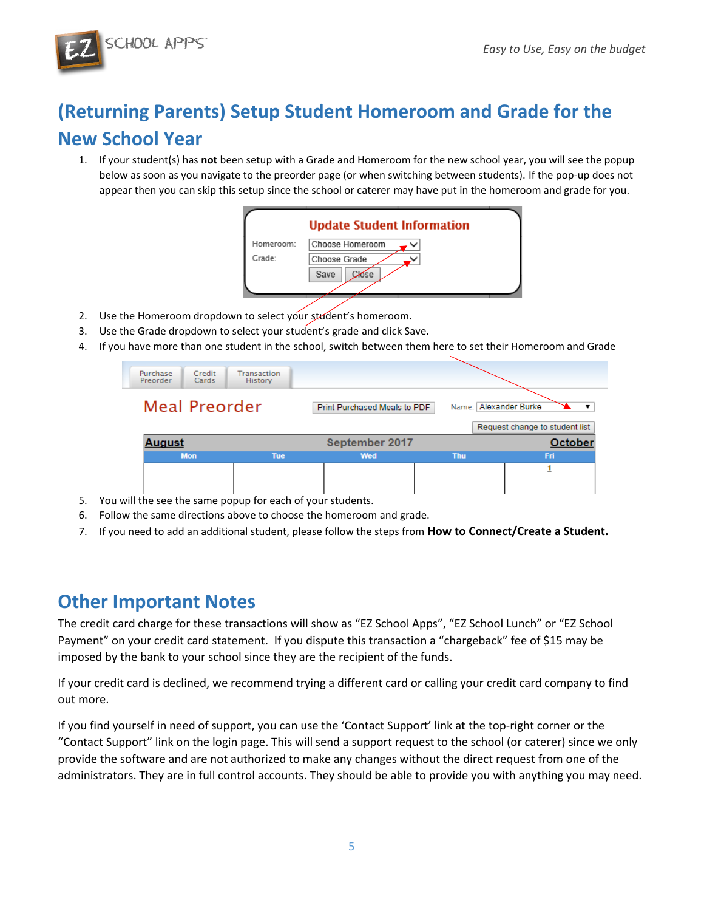# (Returning Parents) Setup Student Homeroom and Grade for the New School Year

1. If your student(s) has **not** been setup with a Grade and Homeroom for the new school year, you will see the popup below as soon as you navigate to the preorder page (or when switching between students). If the pop-up does not appear then you can skip this setup since the school or caterer may have put in the homeroom and grade for you.
2. Use the Homeroom dropdown to select your student's homeroom.
3. Use the Grade dropdown to select your student's grade and click Save.
4. If you have more than one student in the school, switch between them here to set their Homeroom and Grade
5. You will the see the same popup for each of your students.
6. Follow the same directions above to choose the homeroom and grade.
7. If you need to add an additional student, please follow the steps from **How to Connect/Create a Student.**

## Other Important Notes

The credit card charge for these transactions will show as "EZ School Apps", "EZ School Lunch" or "EZ School Payment" on your credit card statement. If you dispute this transaction a "chargeback" fee of $15 may be imposed by the bank to your school since they are the recipient of the funds.

If your credit card is declined, we recommend trying a different card or calling your credit card company to find out more.

If you find yourself in need of support, you can use the 'Contact Support' link at the top-right corner or the "Contact Support" link on the login page. This will send a support request to the school (or caterer) since we only provide the software and are not authorized to make any changes without the direct request from one of the administrators. They are in full control accounts. They should be able to provide you with anything you may need.